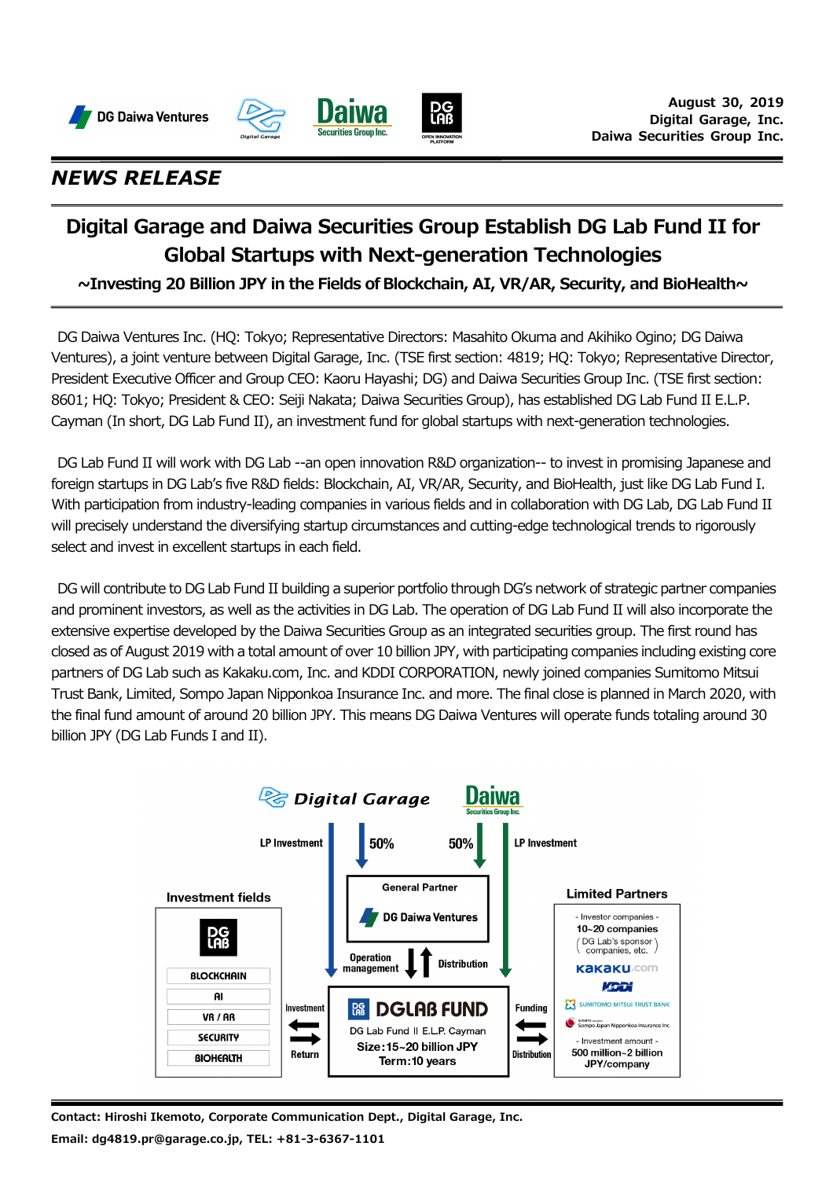August 30, 2019
Digital Garage, Inc.
Daiwa Securities Group Inc.

## *NEWS RELEASE*

# Digital Garage and Daiwa Securities Group Establish DG Lab Fund II for Global Startups with Next-generation Technologies

### ~Investing 20 Billion JPY in the Fields of Blockchain, AI, VR/AR, Security, and BioHealth~

DG Daiwa Ventures Inc. (HQ: Tokyo; Representative Directors: Masahito Okuma and Akihiko Ogino; DG Daiwa Ventures), a joint venture between Digital Garage, Inc. (TSE first section: 4819; HQ: Tokyo; Representative Director, President Executive Officer and Group CEO: Kaoru Hayashi; DG) and Daiwa Securities Group Inc. (TSE first section: 8601; HQ: Tokyo; President & CEO: Seiji Nakata; Daiwa Securities Group), has established DG Lab Fund II E.L.P. Cayman (In short, DG Lab Fund II), an investment fund for global startups with next-generation technologies.

DG Lab Fund II will work with DG Lab --an open innovation R&D organization-- to invest in promising Japanese and foreign startups in DG Lab's five R&D fields: Blockchain, AI, VR/AR, Security, and BioHealth, just like DG Lab Fund I. With participation from industry-leading companies in various fields and in collaboration with DG Lab, DG Lab Fund II will precisely understand the diversifying startup circumstances and cutting-edge technological trends to rigorously select and invest in excellent startups in each field.

DG will contribute to DG Lab Fund II building a superior portfolio through DG's network of strategic partner companies and prominent investors, as well as the activities in DG Lab. The operation of DG Lab Fund II will also incorporate the extensive expertise developed by the Daiwa Securities Group as an integrated securities group. The first round has closed as of August 2019 with a total amount of over 10 billion JPY, with participating companies including existing core partners of DG Lab such as Kakaku.com, Inc. and KDDI CORPORATION, newly joined companies Sumitomo Mitsui Trust Bank, Limited, Sompo Japan Nipponkoa Insurance Inc. and more. The final close is planned in March 2020, with the final fund amount of around 20 billion JPY. This means DG Daiwa Ventures will operate funds totaling around 30 billion JPY (DG Lab Funds I and II).

Digital Garage — LP Investment / 50%
Daiwa Securities Group Inc. — 50% / LP Investment

General Partner: DG Daiwa Ventures
Operation management / Distribution

**Investment fields**
DG LAB
- BLOCKCHAIN
- AI
- VR / AR
- SECURITY
- BIOHEALTH

Investment / Return

**DGLAB FUND**
DG Lab Fund II E.L.P. Cayman
Size: 15~20 billion JPY
Term: 10 years

Funding / Distribution

**Limited Partners**
- Investor companies -
10~20 companies
(DG Lab's sponsor companies, etc.)
kakaku.com
KDDI
SUMITOMO MITSUI TRUST BANK
Sompo Japan Nipponkoa Insurance Inc.
- Investment amount -
500 million~2 billion JPY/company

Contact: Hiroshi Ikemoto, Corporate Communication Dept., Digital Garage, Inc.
Email: dg4819.pr@garage.co.jp, TEL: +81-3-6367-1101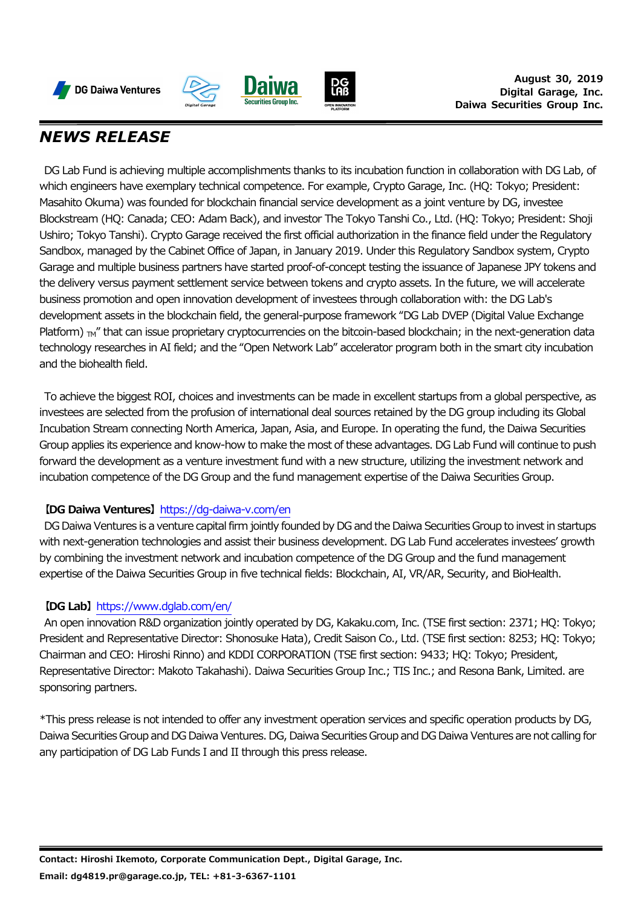August 30, 2019
Digital Garage, Inc.
Daiwa Securities Group Inc.

## NEWS RELEASE

DG Lab Fund is achieving multiple accomplishments thanks to its incubation function in collaboration with DG Lab, of which engineers have exemplary technical competence. For example, Crypto Garage, Inc. (HQ: Tokyo; President: Masahito Okuma) was founded for blockchain financial service development as a joint venture by DG, investee Blockstream (HQ: Canada; CEO: Adam Back), and investor The Tokyo Tanshi Co., Ltd. (HQ: Tokyo; President: Shoji Ushiro; Tokyo Tanshi). Crypto Garage received the first official authorization in the finance field under the Regulatory Sandbox, managed by the Cabinet Office of Japan, in January 2019. Under this Regulatory Sandbox system, Crypto Garage and multiple business partners have started proof-of-concept testing the issuance of Japanese JPY tokens and the delivery versus payment settlement service between tokens and crypto assets. In the future, we will accelerate business promotion and open innovation development of investees through collaboration with: the DG Lab's development assets in the blockchain field, the general-purpose framework "DG Lab DVEP (Digital Value Exchange Platform) ™" that can issue proprietary cryptocurrencies on the bitcoin-based blockchain; in the next-generation data technology researches in AI field; and the "Open Network Lab" accelerator program both in the smart city incubation and the biohealth field.

To achieve the biggest ROI, choices and investments can be made in excellent startups from a global perspective, as investees are selected from the profusion of international deal sources retained by the DG group including its Global Incubation Stream connecting North America, Japan, Asia, and Europe. In operating the fund, the Daiwa Securities Group applies its experience and know-how to make the most of these advantages. DG Lab Fund will continue to push forward the development as a venture investment fund with a new structure, utilizing the investment network and incubation competence of the DG Group and the fund management expertise of the Daiwa Securities Group.

**【DG Daiwa Ventures】** https://dg-daiwa-v.com/en

DG Daiwa Ventures is a venture capital firm jointly founded by DG and the Daiwa Securities Group to invest in startups with next-generation technologies and assist their business development. DG Lab Fund accelerates investees' growth by combining the investment network and incubation competence of the DG Group and the fund management expertise of the Daiwa Securities Group in five technical fields: Blockchain, AI, VR/AR, Security, and BioHealth.

**【DG Lab】** https://www.dglab.com/en/

An open innovation R&D organization jointly operated by DG, Kakaku.com, Inc. (TSE first section: 2371; HQ: Tokyo; President and Representative Director: Shonosuke Hata), Credit Saison Co., Ltd. (TSE first section: 8253; HQ: Tokyo; Chairman and CEO: Hiroshi Rinno) and KDDI CORPORATION (TSE first section: 9433; HQ: Tokyo; President, Representative Director: Makoto Takahashi). Daiwa Securities Group Inc.; TIS Inc.; and Resona Bank, Limited. are sponsoring partners.

*This press release is not intended to offer any investment operation services and specific operation products by DG, Daiwa Securities Group and DG Daiwa Ventures. DG, Daiwa Securities Group and DG Daiwa Ventures are not calling for any participation of DG Lab Funds I and II through this press release.

**Contact: Hiroshi Ikemoto, Corporate Communication Dept., Digital Garage, Inc.**
**Email: dg4819.pr@garage.co.jp, TEL: +81-3-6367-1101**